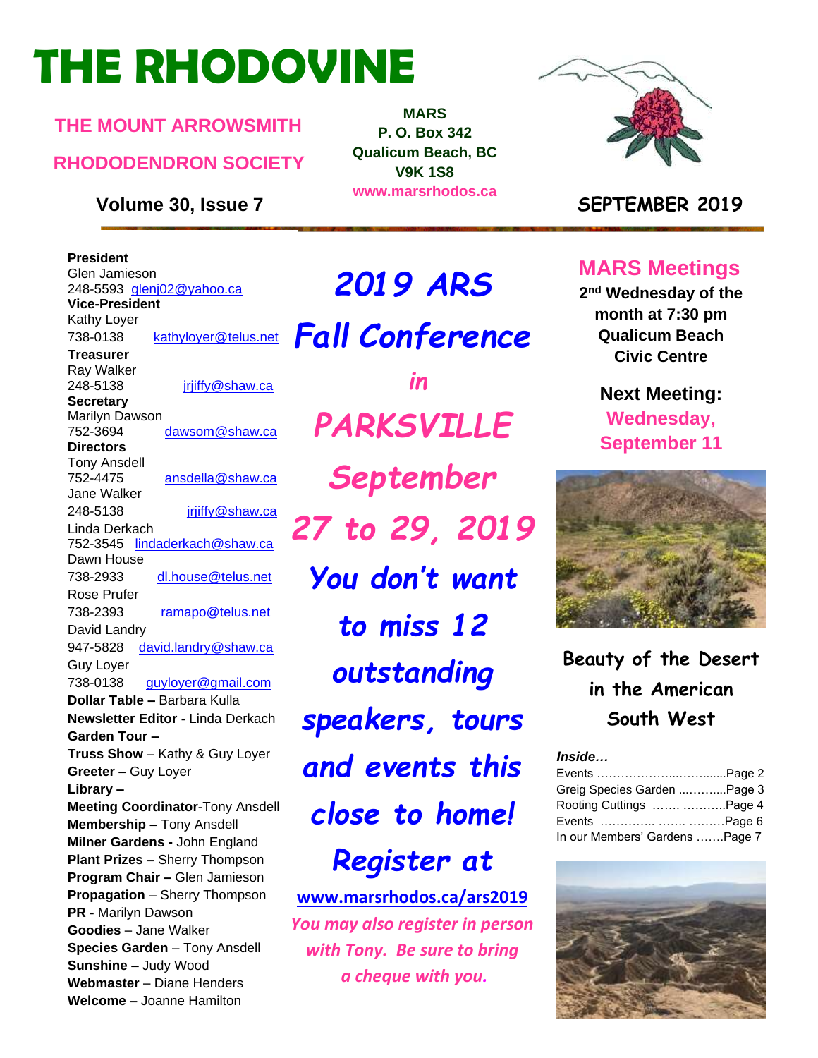# THE RHODOVINE

**THE MOUNT ARROWSMITH RHODODENDRON SOCIETY**

**MARS**
**P. O. Box 342**
**Qualicum Beach, BC**
**V9K 1S8**
**www.marsrhodos.ca**

**Volume 30, Issue 7**

**SEPTEMBER 2019**

**President**
Glen Jamieson
248-5593 glenj02@yahoo.ca
**Vice-President**
Kathy Loyer
738-0138 kathyloyer@telus.net
**Treasurer**
Ray Walker
248-5138 jrjiffy@shaw.ca
**Secretary**
Marilyn Dawson
752-3694 dawsom@shaw.ca
**Directors**
Tony Ansdell
752-4475 ansdella@shaw.ca
Jane Walker
248-5138 jrjiffy@shaw.ca
Linda Derkach
752-3545 lindaderkach@shaw.ca
Dawn House
738-2933 dl.house@telus.net
Rose Prufer
738-2393 ramapo@telus.net
David Landry
947-5828 david.landry@shaw.ca
Guy Loyer
738-0138 guyloyer@gmail.com
**Dollar Table –** Barbara Kulla
**Newsletter Editor -** Linda Derkach
**Garden Tour –**
**Truss Show** – Kathy & Guy Loyer
**Greeter –** Guy Loyer
**Library –**
**Meeting Coordinator**-Tony Ansdell
**Membership –** Tony Ansdell
**Milner Gardens -** John England
**Plant Prizes –** Sherry Thompson
**Program Chair –** Glen Jamieson
**Propagation** – Sherry Thompson
**PR -** Marilyn Dawson
**Goodies** – Jane Walker
**Species Garden** – Tony Ansdell
**Sunshine –** Judy Wood
**Webmaster** – Diane Henders
**Welcome –** Joanne Hamilton

## *2019 ARS Fall Conference in PARKSVILLE September 27 to 29, 2019*

***You don't want to miss 12 outstanding speakers, tours and events this close to home! Register at***

**www.marsrhodos.ca/ars2019**

*You may also register in person with Tony. Be sure to bring a cheque with you.*

## MARS Meetings

**2nd Wednesday of the month at 7:30 pm Qualicum Beach Civic Centre**

**Next Meeting: Wednesday, September 11**

**Beauty of the Desert in the American South West**

***Inside…***

Events ……………………………Page 2
Greig Species Garden ……………Page 3
Rooting Cuttings ………………….Page 4
Events ……………………………Page 6
In our Members' Gardens …….Page 7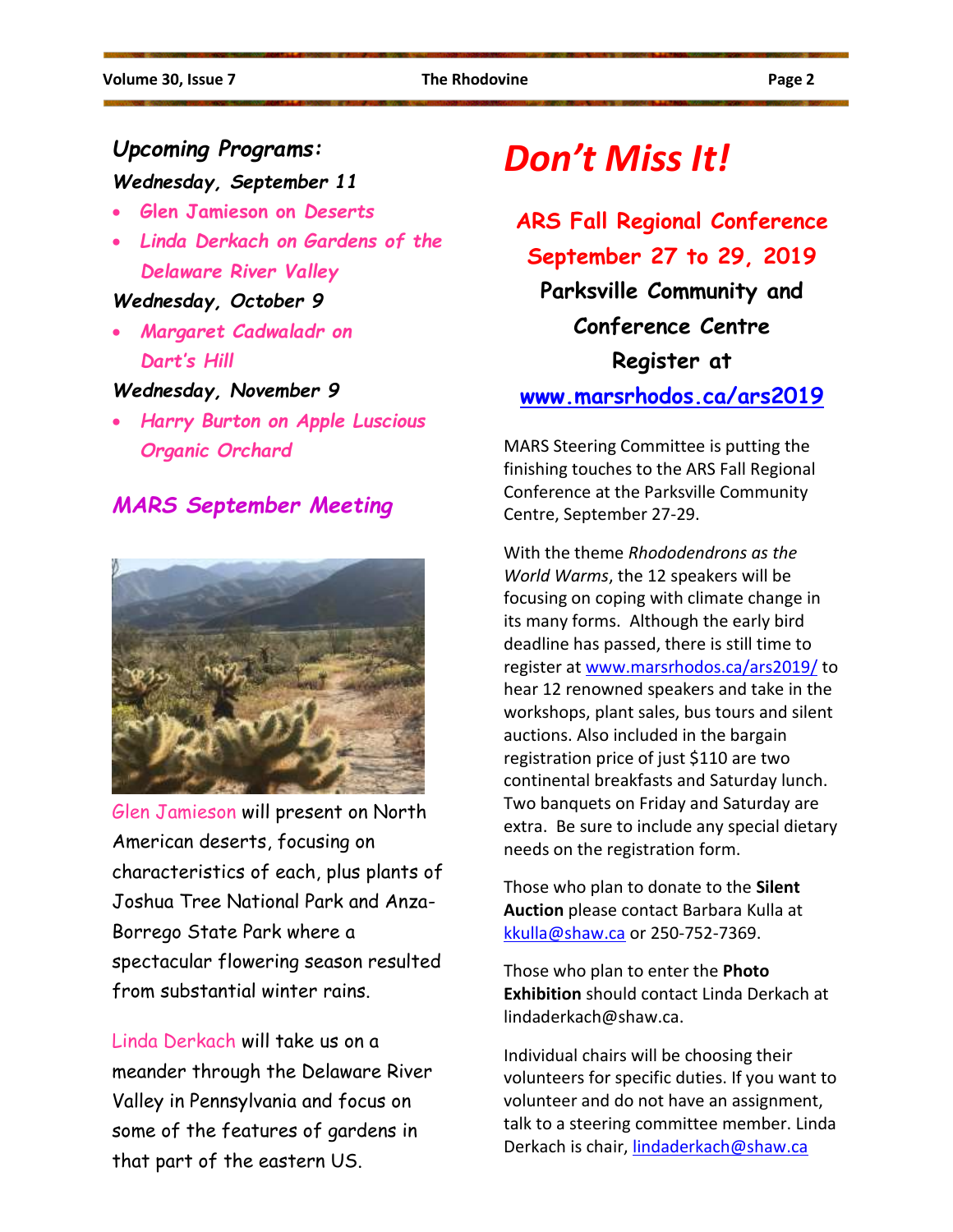## *Upcoming Programs:*

***Wednesday, September 11***

- *Glen Jamieson on Deserts*
- *Linda Derkach on Gardens of the Delaware River Valley*

***Wednesday, October 9***

- *Margaret Cadwaladr on Dart's Hill*

***Wednesday, November 9***

- *Harry Burton on Apple Luscious Organic Orchard*

## *MARS September Meeting*

Glen Jamieson will present on North American deserts, focusing on characteristics of each, plus plants of Joshua Tree National Park and Anza-Borrego State Park where a spectacular flowering season resulted from substantial winter rains.

Linda Derkach will take us on a meander through the Delaware River Valley in Pennsylvania and focus on some of the features of gardens in that part of the eastern US.

# *Don't Miss It!*

**ARS Fall Regional Conference**

**September 27 to 29, 2019**

**Parksville Community and Conference Centre**

**Register at**

**www.marsrhodos.ca/ars2019**

MARS Steering Committee is putting the finishing touches to the ARS Fall Regional Conference at the Parksville Community Centre, September 27-29.

With the theme *Rhododendrons as the World Warms*, the 12 speakers will be focusing on coping with climate change in its many forms. Although the early bird deadline has passed, there is still time to register at www.marsrhodos.ca/ars2019/ to hear 12 renowned speakers and take in the workshops, plant sales, bus tours and silent auctions. Also included in the bargain registration price of just $110 are two continental breakfasts and Saturday lunch. Two banquets on Friday and Saturday are extra. Be sure to include any special dietary needs on the registration form.

Those who plan to donate to the **Silent Auction** please contact Barbara Kulla at kkulla@shaw.ca or 250-752-7369.

Those who plan to enter the **Photo Exhibition** should contact Linda Derkach at lindaderkach@shaw.ca.

Individual chairs will be choosing their volunteers for specific duties. If you want to volunteer and do not have an assignment, talk to a steering committee member. Linda Derkach is chair, lindaderkach@shaw.ca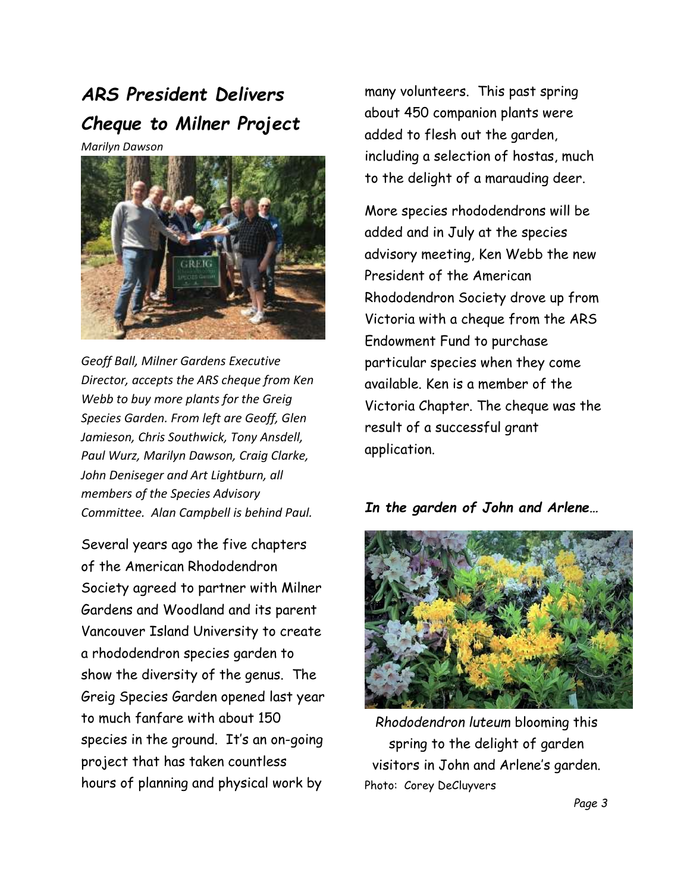## *ARS President Delivers Cheque to Milner Project*

*Marilyn Dawson*

*Geoff Ball, Milner Gardens Executive Director, accepts the ARS cheque from Ken Webb to buy more plants for the Greig Species Garden. From left are Geoff, Glen Jamieson, Chris Southwick, Tony Ansdell, Paul Wurz, Marilyn Dawson, Craig Clarke, John Deniseger and Art Lightburn, all members of the Species Advisory Committee. Alan Campbell is behind Paul.*

Several years ago the five chapters of the American Rhododendron Society agreed to partner with Milner Gardens and Woodland and its parent Vancouver Island University to create a rhododendron species garden to show the diversity of the genus. The Greig Species Garden opened last year to much fanfare with about 150 species in the ground. It's an on-going project that has taken countless hours of planning and physical work by many volunteers. This past spring about 450 companion plants were added to flesh out the garden, including a selection of hostas, much to the delight of a marauding deer.

More species rhododendrons will be added and in July at the species advisory meeting, Ken Webb the new President of the American Rhododendron Society drove up from Victoria with a cheque from the ARS Endowment Fund to purchase particular species when they come available. Ken is a member of the Victoria Chapter. The cheque was the result of a successful grant application.

***In the garden of John and Arlene…***

*Rhododendron luteum* blooming this spring to the delight of garden visitors in John and Arlene's garden.
Photo: Corey DeCluyvers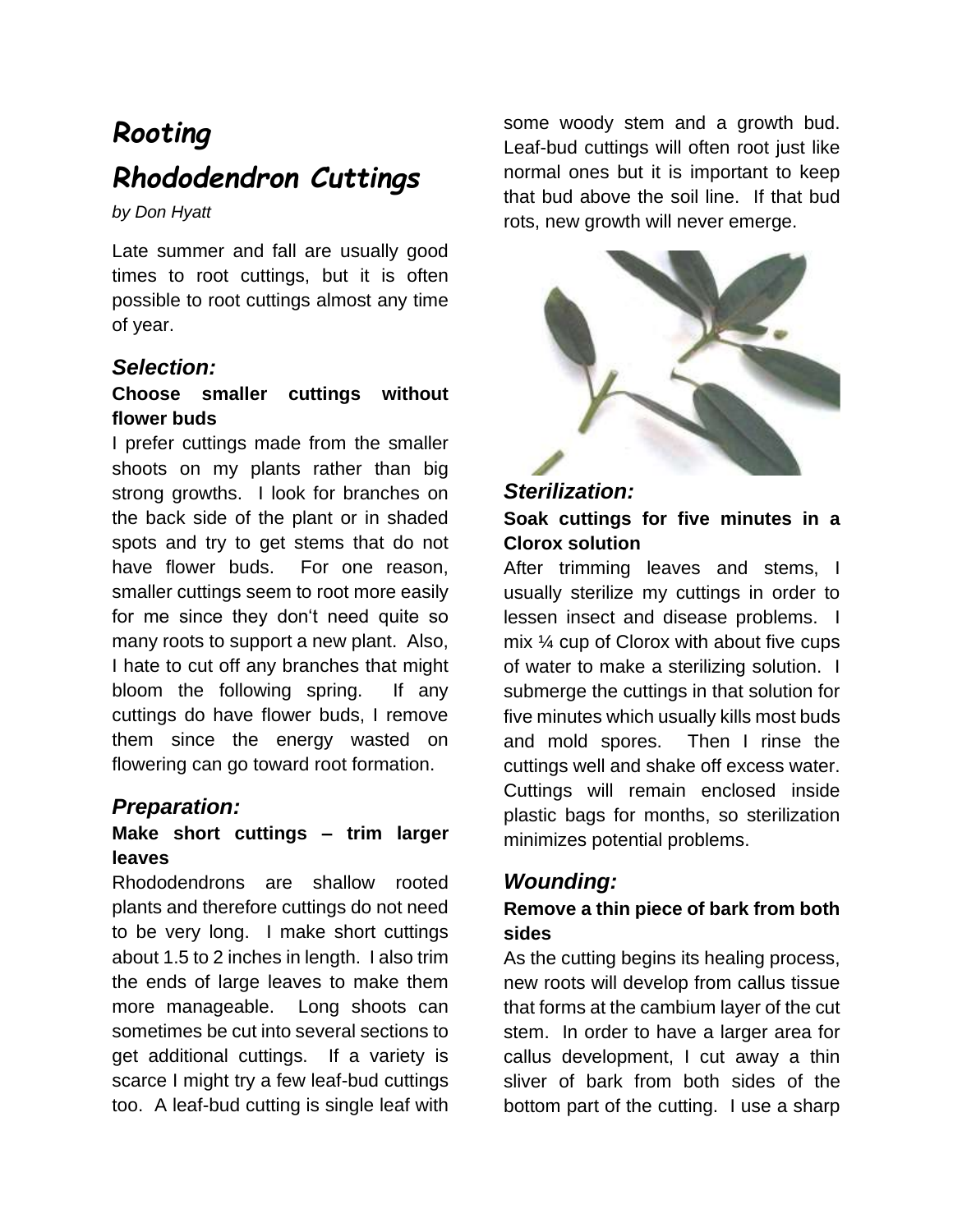# *Rooting Rhododendron Cuttings*

*by Don Hyatt*

Late summer and fall are usually good times to root cuttings, but it is often possible to root cuttings almost any time of year.

## *Selection:*

**Choose smaller cuttings without flower buds**

I prefer cuttings made from the smaller shoots on my plants rather than big strong growths. I look for branches on the back side of the plant or in shaded spots and try to get stems that do not have flower buds. For one reason, smaller cuttings seem to root more easily for me since they don't need quite so many roots to support a new plant. Also, I hate to cut off any branches that might bloom the following spring. If any cuttings do have flower buds, I remove them since the energy wasted on flowering can go toward root formation.

## *Preparation:*

**Make short cuttings – trim larger leaves**

Rhododendrons are shallow rooted plants and therefore cuttings do not need to be very long. I make short cuttings about 1.5 to 2 inches in length. I also trim the ends of large leaves to make them more manageable. Long shoots can sometimes be cut into several sections to get additional cuttings. If a variety is scarce I might try a few leaf-bud cuttings too. A leaf-bud cutting is single leaf with some woody stem and a growth bud. Leaf-bud cuttings will often root just like normal ones but it is important to keep that bud above the soil line. If that bud rots, new growth will never emerge.

## *Sterilization:*

**Soak cuttings for five minutes in a Clorox solution**

After trimming leaves and stems, I usually sterilize my cuttings in order to lessen insect and disease problems. I mix ¼ cup of Clorox with about five cups of water to make a sterilizing solution. I submerge the cuttings in that solution for five minutes which usually kills most buds and mold spores. Then I rinse the cuttings well and shake off excess water. Cuttings will remain enclosed inside plastic bags for months, so sterilization minimizes potential problems.

## *Wounding:*

**Remove a thin piece of bark from both sides**

As the cutting begins its healing process, new roots will develop from callus tissue that forms at the cambium layer of the cut stem. In order to have a larger area for callus development, I cut away a thin sliver of bark from both sides of the bottom part of the cutting. I use a sharp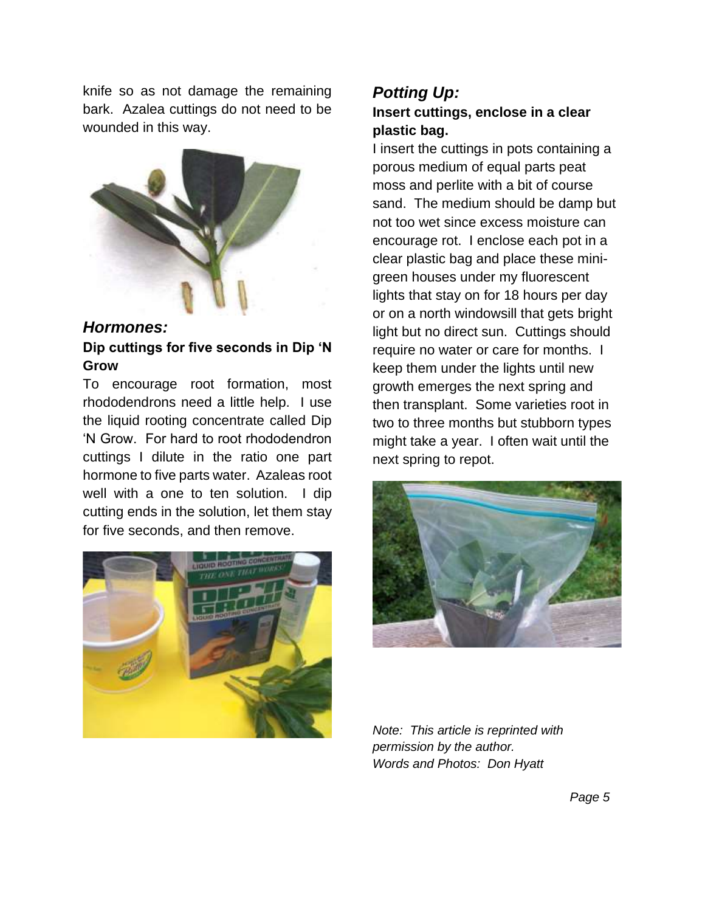knife so as not damage the remaining bark. Azalea cuttings do not need to be wounded in this way.

## *Hormones:*

**Dip cuttings for five seconds in Dip 'N Grow**

To encourage root formation, most rhododendrons need a little help. I use the liquid rooting concentrate called Dip 'N Grow. For hard to root rhododendron cuttings I dilute in the ratio one part hormone to five parts water. Azaleas root well with a one to ten solution. I dip cutting ends in the solution, let them stay for five seconds, and then remove.

## *Potting Up:*

**Insert cuttings, enclose in a clear plastic bag.**

I insert the cuttings in pots containing a porous medium of equal parts peat moss and perlite with a bit of course sand. The medium should be damp but not too wet since excess moisture can encourage rot. I enclose each pot in a clear plastic bag and place these mini-green houses under my fluorescent lights that stay on for 18 hours per day or on a north windowsill that gets bright light but no direct sun. Cuttings should require no water or care for months. I keep them under the lights until new growth emerges the next spring and then transplant. Some varieties root in two to three months but stubborn types might take a year. I often wait until the next spring to repot.

*Note: This article is reprinted with permission by the author.*
*Words and Photos: Don Hyatt*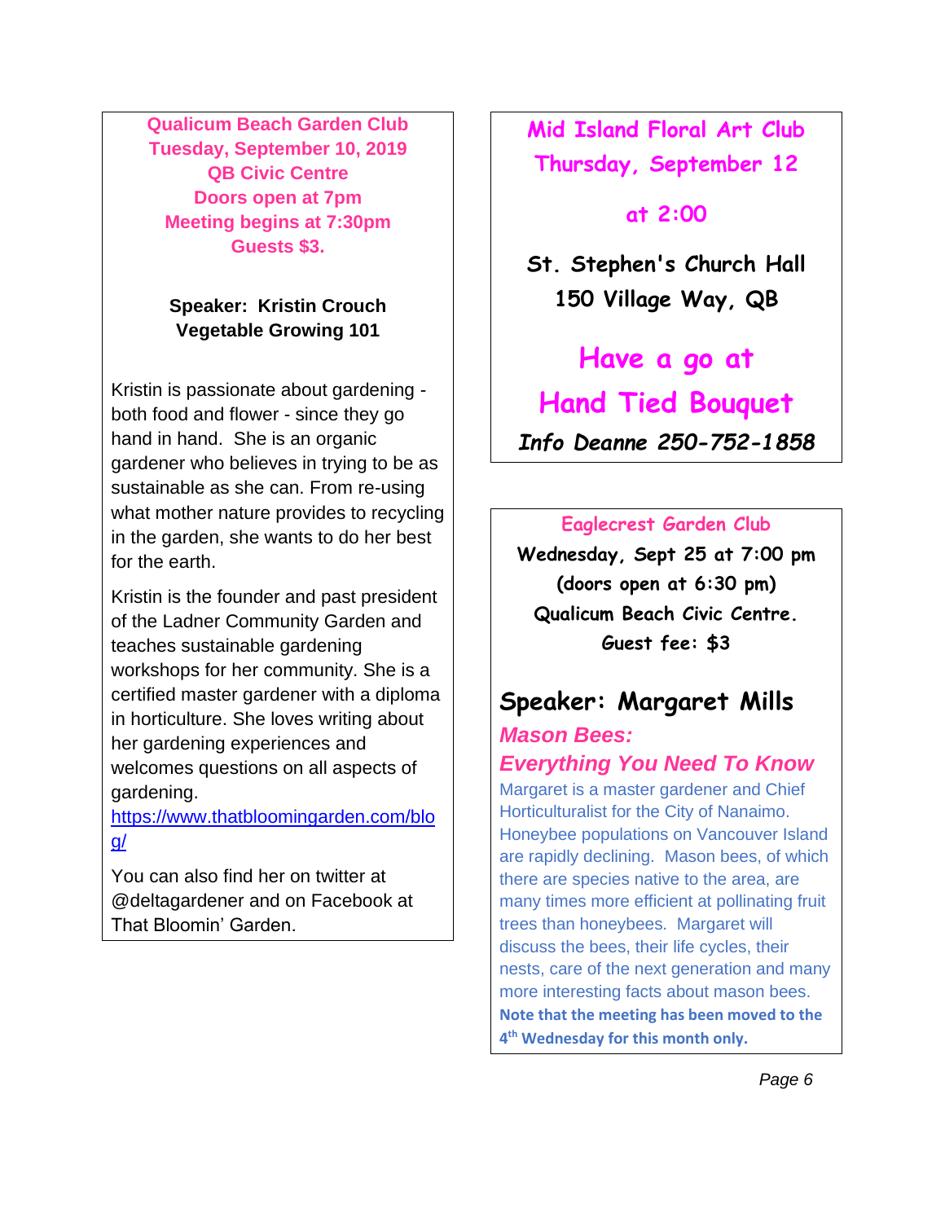**Qualicum Beach Garden Club**
**Tuesday, September 10, 2019**
**QB Civic Centre**
**Doors open at 7pm**
**Meeting begins at 7:30pm**
**Guests $3.**

**Speaker: Kristin Crouch**
**Vegetable Growing 101**

Kristin is passionate about gardening - both food and flower - since they go hand in hand. She is an organic gardener who believes in trying to be as sustainable as she can. From re-using what mother nature provides to recycling in the garden, she wants to do her best for the earth.

Kristin is the founder and past president of the Ladner Community Garden and teaches sustainable gardening workshops for her community. She is a certified master gardener with a diploma in horticulture. She loves writing about her gardening experiences and welcomes questions on all aspects of gardening.

https://www.thatbloomingarden.com/blog/

You can also find her on twitter at @deltagardener and on Facebook at That Bloomin' Garden.

---

**Mid Island Floral Art Club**
**Thursday, September 12**

**at 2:00**

**St. Stephen's Church Hall**
**150 Village Way, QB**

## Have a go at Hand Tied Bouquet

***Info Deanne 250-752-1858***

---

**Eaglecrest Garden Club**
**Wednesday, Sept 25 at 7:00 pm**
**(doors open at 6:30 pm)**
**Qualicum Beach Civic Centre.**
**Guest fee: $3**

## Speaker: Margaret Mills

***Mason Bees:***
***Everything You Need To Know***

Margaret is a master gardener and Chief Horticulturalist for the City of Nanaimo. Honeybee populations on Vancouver Island are rapidly declining. Mason bees, of which there are species native to the area, are many times more efficient at pollinating fruit trees than honeybees. Margaret will discuss the bees, their life cycles, their nests, care of the next generation and many more interesting facts about mason bees.

**Note that the meeting has been moved to the 4th Wednesday for this month only.**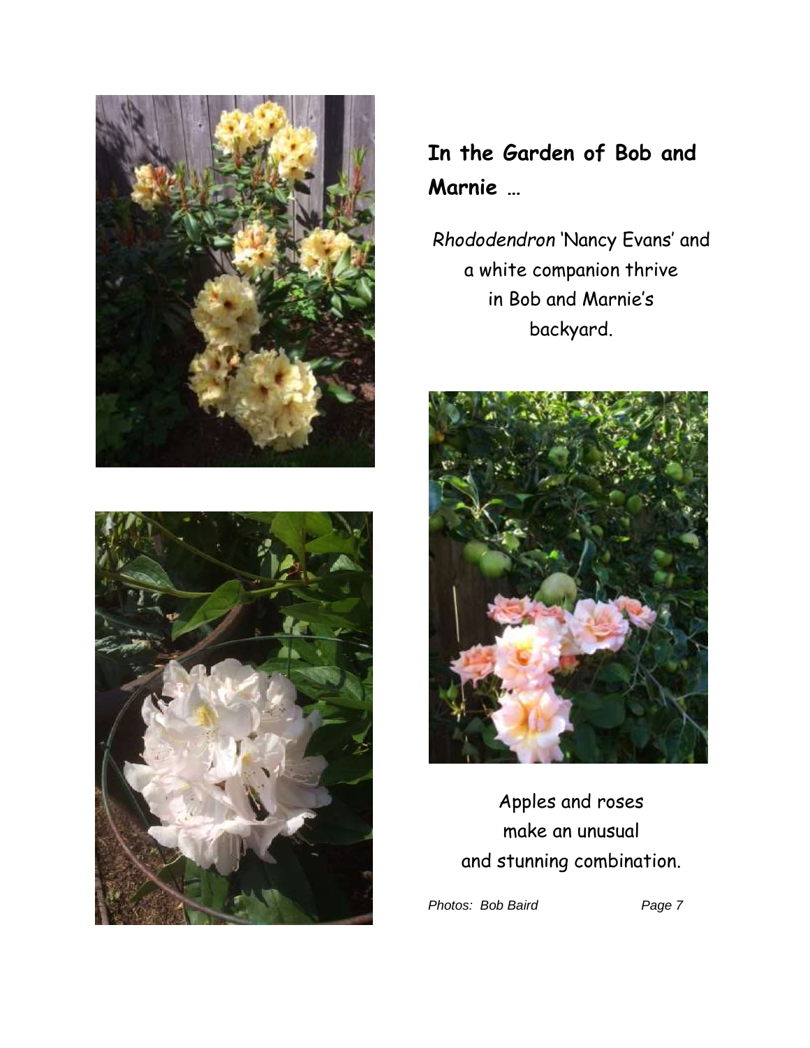## In the Garden of Bob and Marnie …

*Rhododendron* 'Nancy Evans' and a white companion thrive in Bob and Marnie's backyard.

Apples and roses make an unusual and stunning combination.

*Photos: Bob Baird*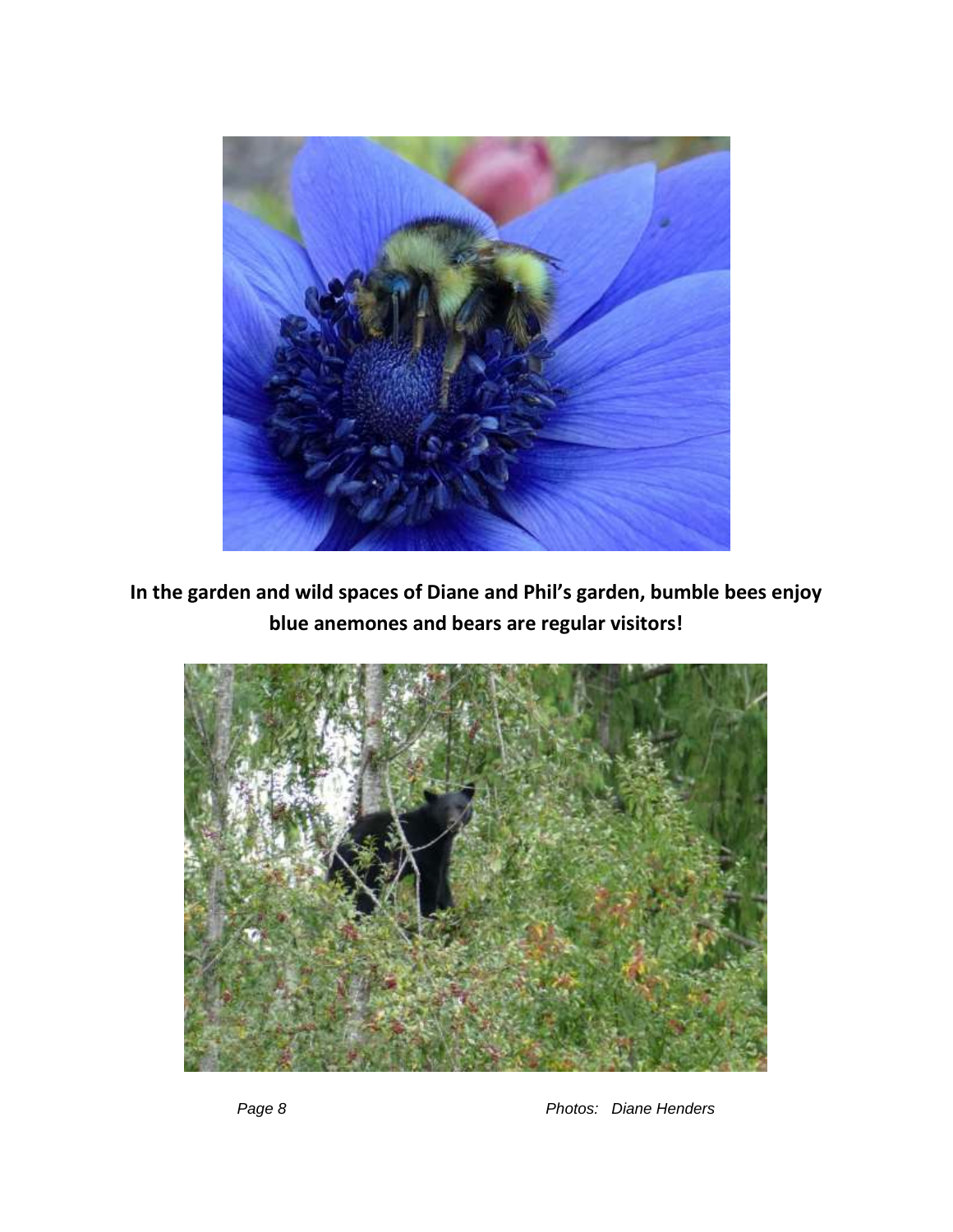**In the garden and wild spaces of Diane and Phil's garden, bumble bees enjoy blue anemones and bears are regular visitors!**

*Photos: Diane Henders*